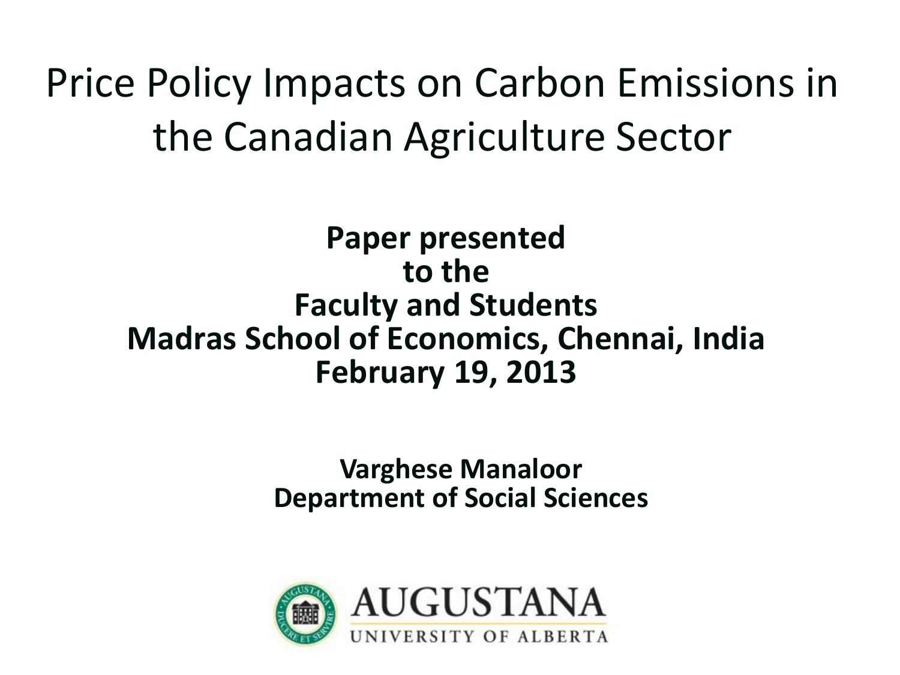# Price Policy Impacts on Carbon Emissions in the Canadian Agriculture Sector

**Paper presented**
**to the**
**Faculty and Students**
**Madras School of Economics, Chennai, India**
**February 19, 2013**

**Varghese Manaloor**
**Department of Social Sciences**

AUGUSTANA
UNIVERSITY OF ALBERTA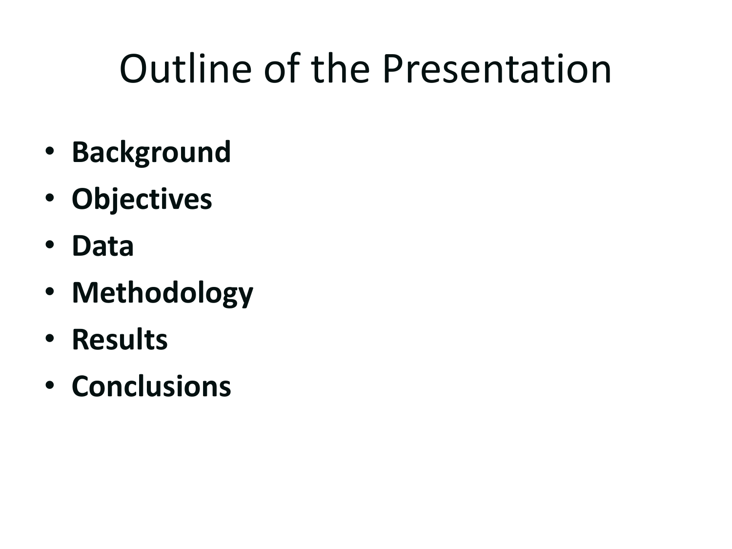# Outline of the Presentation

- **Background**
- **Objectives**
- **Data**
- **Methodology**
- **Results**
- **Conclusions**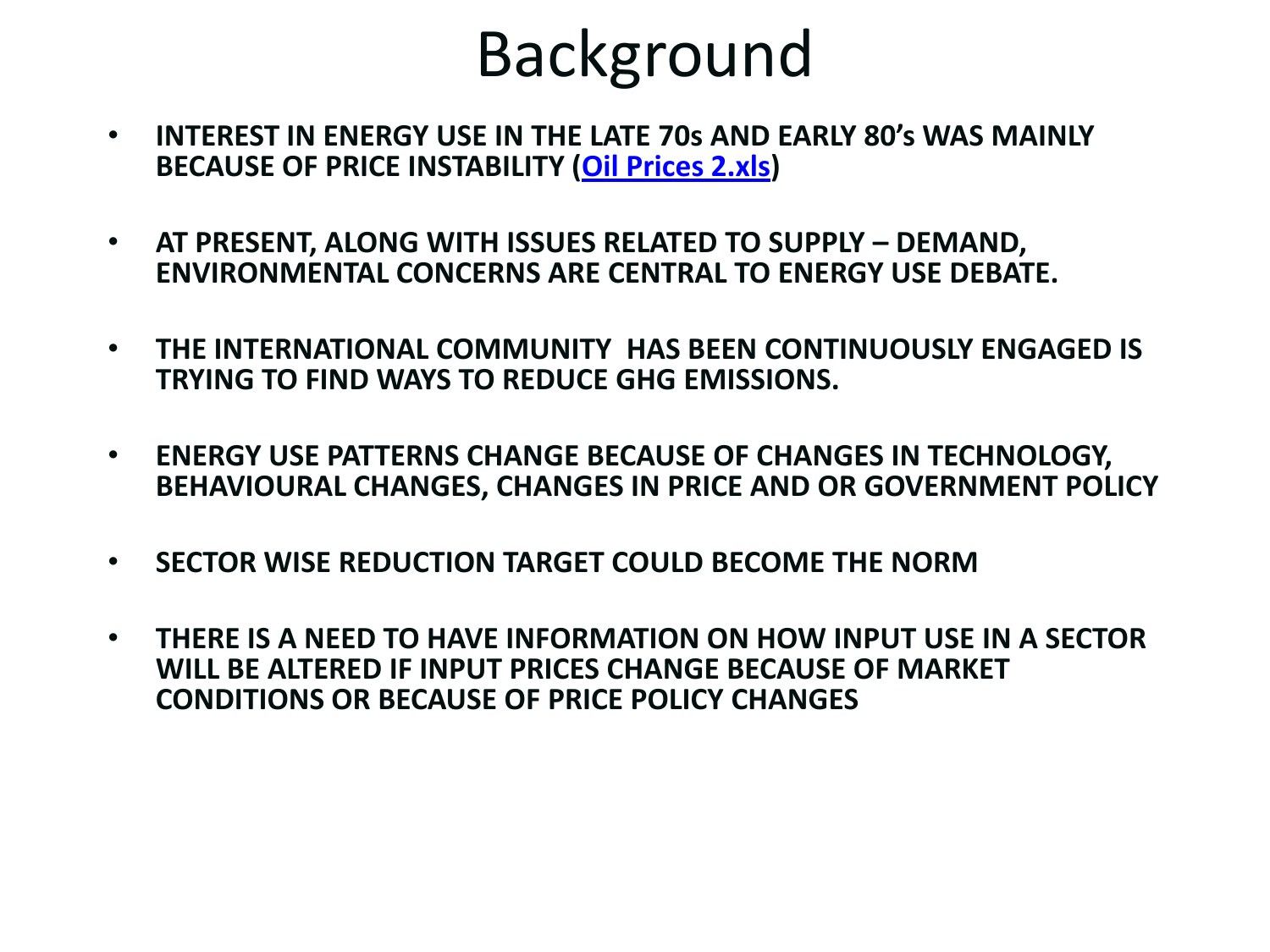# Background

- **INTEREST IN ENERGY USE IN THE LATE 70s AND EARLY 80's WAS MAINLY BECAUSE OF PRICE INSTABILITY (Oil Prices 2.xls)**

- **AT PRESENT, ALONG WITH ISSUES RELATED TO SUPPLY – DEMAND, ENVIRONMENTAL CONCERNS ARE CENTRAL TO ENERGY USE DEBATE.**

- **THE INTERNATIONAL COMMUNITY HAS BEEN CONTINUOUSLY ENGAGED IS TRYING TO FIND WAYS TO REDUCE GHG EMISSIONS.**

- **ENERGY USE PATTERNS CHANGE BECAUSE OF CHANGES IN TECHNOLOGY, BEHAVIOURAL CHANGES, CHANGES IN PRICE AND OR GOVERNMENT POLICY**

- **SECTOR WISE REDUCTION TARGET COULD BECOME THE NORM**

- **THERE IS A NEED TO HAVE INFORMATION ON HOW INPUT USE IN A SECTOR WILL BE ALTERED IF INPUT PRICES CHANGE BECAUSE OF MARKET CONDITIONS OR BECAUSE OF PRICE POLICY CHANGES**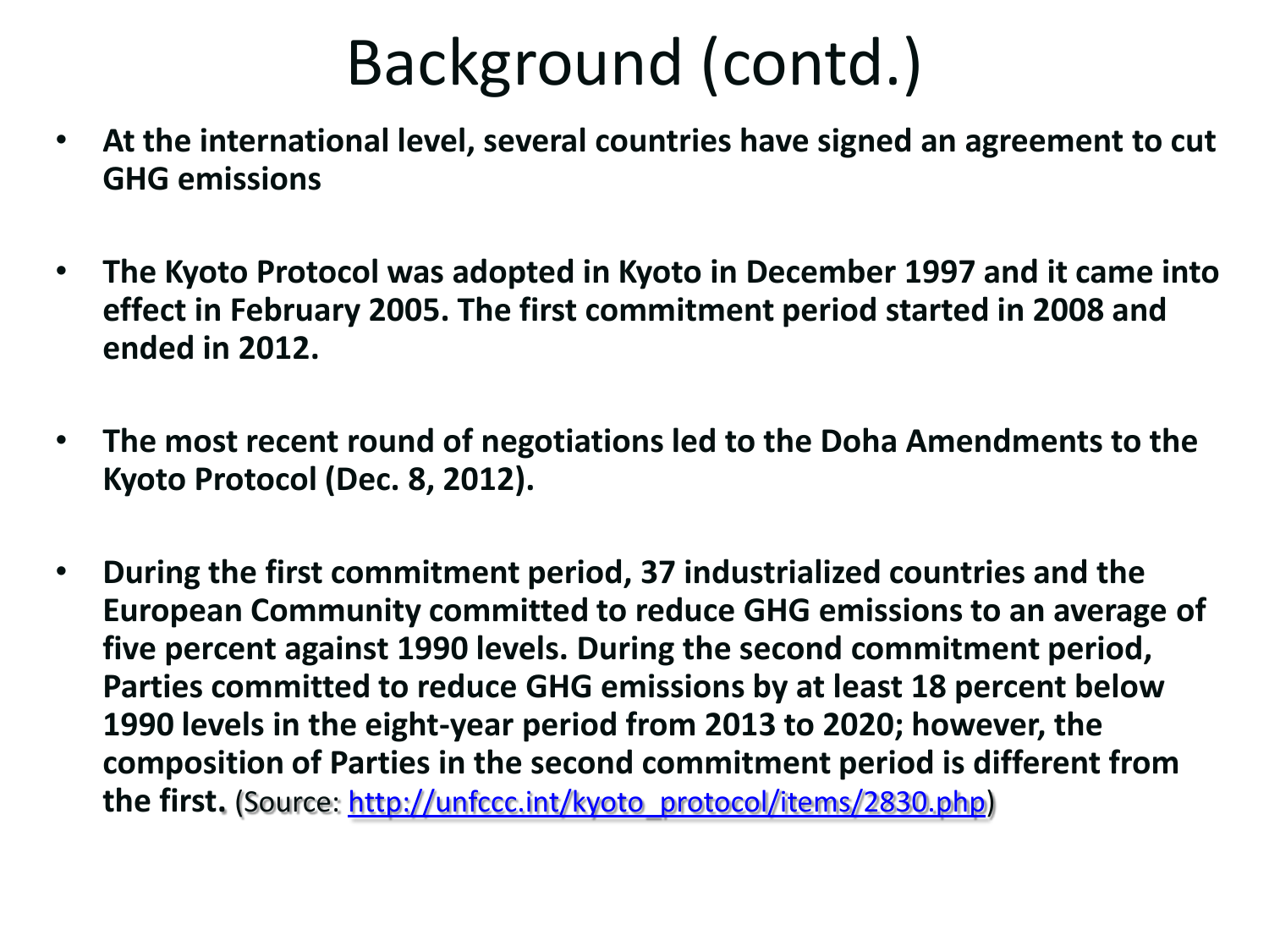# Background (contd.)

- **At the international level, several countries have signed an agreement to cut GHG emissions**

- **The Kyoto Protocol was adopted in Kyoto in December 1997 and it came into effect in February 2005. The first commitment period started in 2008 and ended in 2012.**

- **The most recent round of negotiations led to the Doha Amendments to the Kyoto Protocol (Dec. 8, 2012).**

- **During the first commitment period, 37 industrialized countries and the European Community committed to reduce GHG emissions to an average of five percent against 1990 levels. During the second commitment period, Parties committed to reduce GHG emissions by at least 18 percent below 1990 levels in the eight-year period from 2013 to 2020; however, the composition of Parties in the second commitment period is different from the first.** (Source: [http://unfccc.int/kyoto_protocol/items/2830.php](http://unfccc.int/kyoto_protocol/items/2830.php))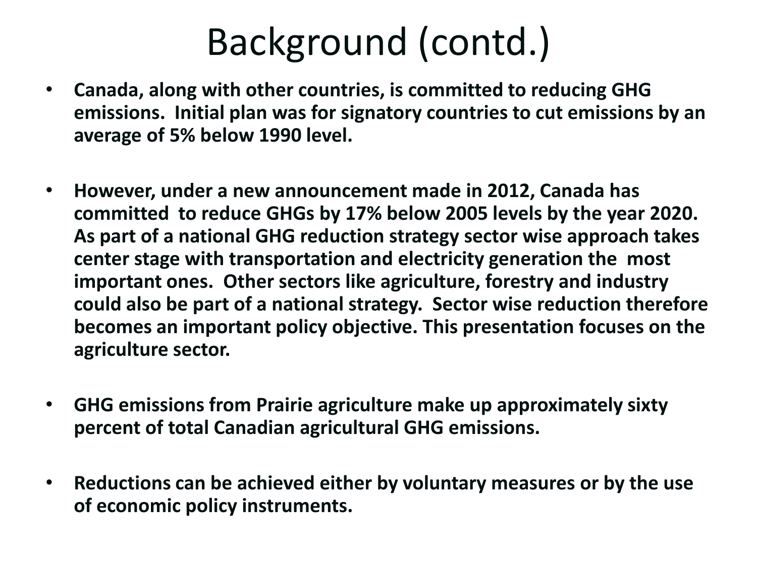# Background (contd.)

- **Canada, along with other countries, is committed to reducing GHG emissions. Initial plan was for signatory countries to cut emissions by an average of 5% below 1990 level.**

- **However, under a new announcement made in 2012, Canada has committed to reduce GHGs by 17% below 2005 levels by the year 2020. As part of a national GHG reduction strategy sector wise approach takes center stage with transportation and electricity generation the most important ones. Other sectors like agriculture, forestry and industry could also be part of a national strategy. Sector wise reduction therefore becomes an important policy objective. This presentation focuses on the agriculture sector.**

- **GHG emissions from Prairie agriculture make up approximately sixty percent of total Canadian agricultural GHG emissions.**

- **Reductions can be achieved either by voluntary measures or by the use of economic policy instruments.**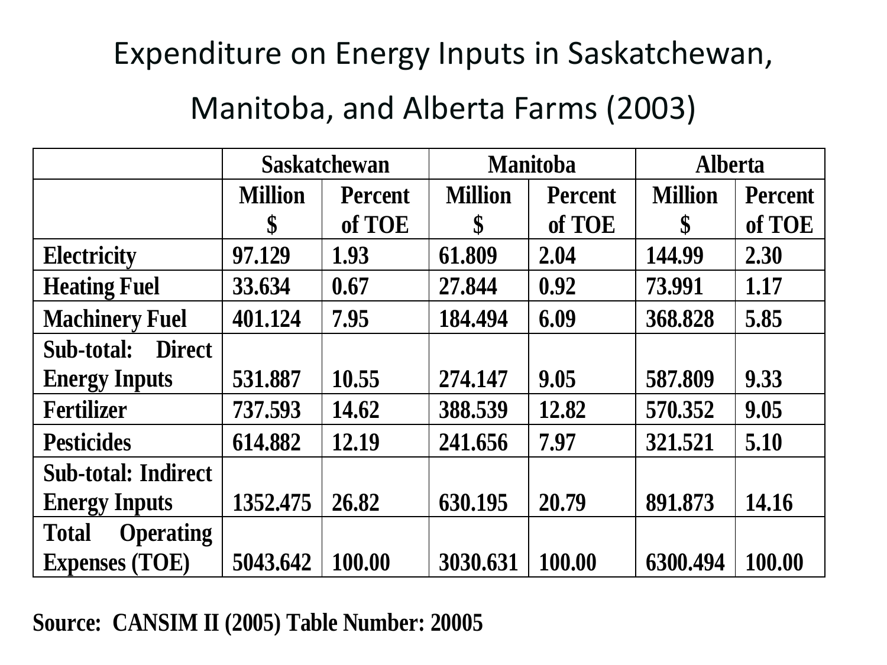# Expenditure on Energy Inputs in Saskatchewan, Manitoba, and Alberta Farms (2003)

| | Saskatchewan | | Manitoba | | Alberta | |
|---|---|---|---|---|---|---|
| | Million $ | Percent of TOE | Million $ | Percent of TOE | Million $ | Percent of TOE |
| **Electricity** | 97.129 | 1.93 | 61.809 | 2.04 | 144.99 | 2.30 |
| **Heating Fuel** | 33.634 | 0.67 | 27.844 | 0.92 | 73.991 | 1.17 |
| **Machinery Fuel** | 401.124 | 7.95 | 184.494 | 6.09 | 368.828 | 5.85 |
| **Sub-total: Direct Energy Inputs** | 531.887 | 10.55 | 274.147 | 9.05 | 587.809 | 9.33 |
| **Fertilizer** | 737.593 | 14.62 | 388.539 | 12.82 | 570.352 | 9.05 |
| **Pesticides** | 614.882 | 12.19 | 241.656 | 7.97 | 321.521 | 5.10 |
| **Sub-total: Indirect Energy Inputs** | 1352.475 | 26.82 | 630.195 | 20.79 | 891.873 | 14.16 |
| **Total Operating Expenses (TOE)** | 5043.642 | 100.00 | 3030.631 | 100.00 | 6300.494 | 100.00 |

**Source: CANSIM II (2005) Table Number: 20005**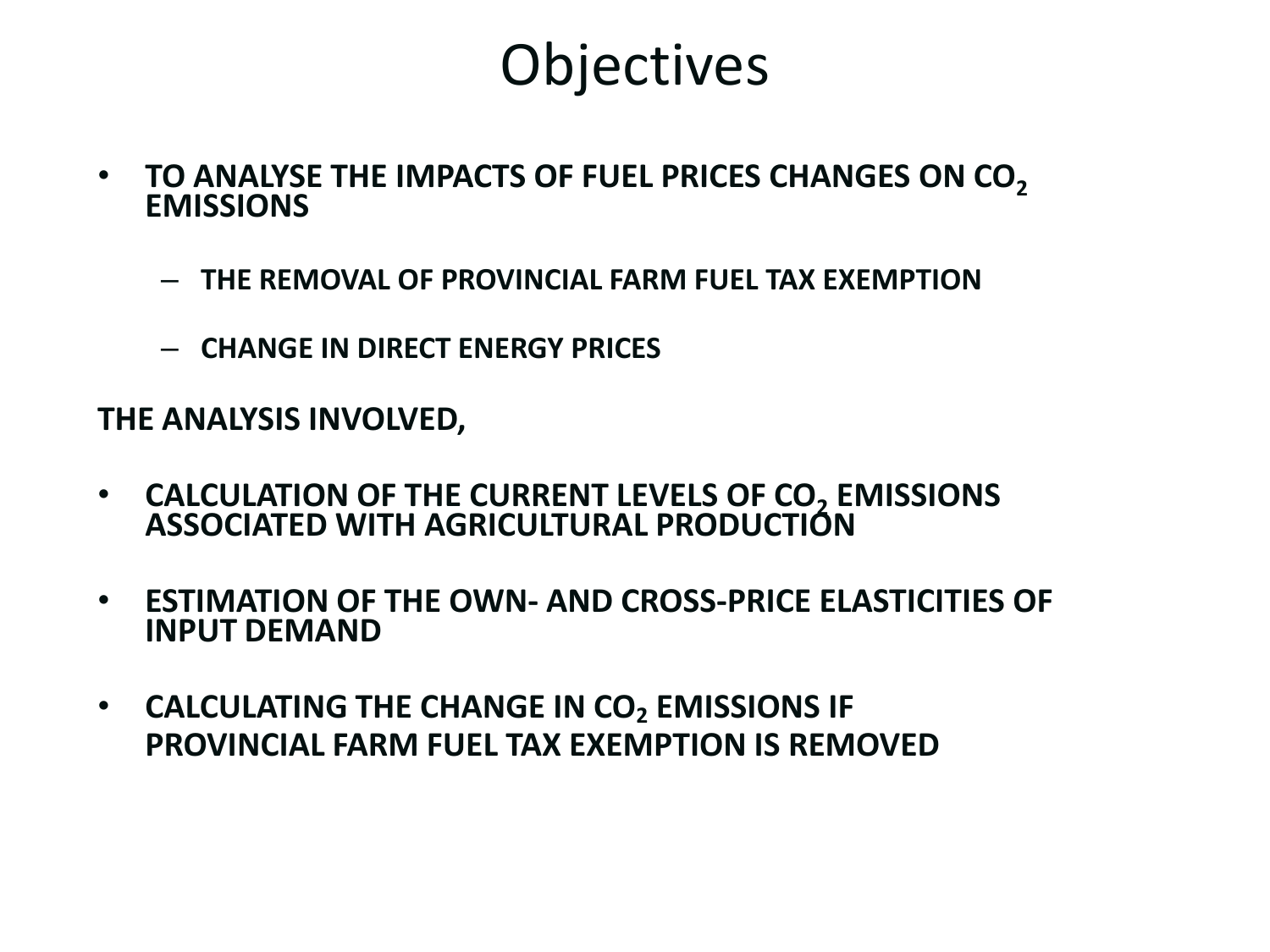# Objectives

- **TO ANALYSE THE IMPACTS OF FUEL PRICES CHANGES ON $CO_2$ EMISSIONS**
  - **THE REMOVAL OF PROVINCIAL FARM FUEL TAX EXEMPTION**
  - **CHANGE IN DIRECT ENERGY PRICES**

**THE ANALYSIS INVOLVED,**

- **CALCULATION OF THE CURRENT LEVELS OF $CO_2$ EMISSIONS ASSOCIATED WITH AGRICULTURAL PRODUCTION**
- **ESTIMATION OF THE OWN- AND CROSS-PRICE ELASTICITIES OF INPUT DEMAND**
- **CALCULATING THE CHANGE IN $CO_2$ EMISSIONS IF PROVINCIAL FARM FUEL TAX EXEMPTION IS REMOVED**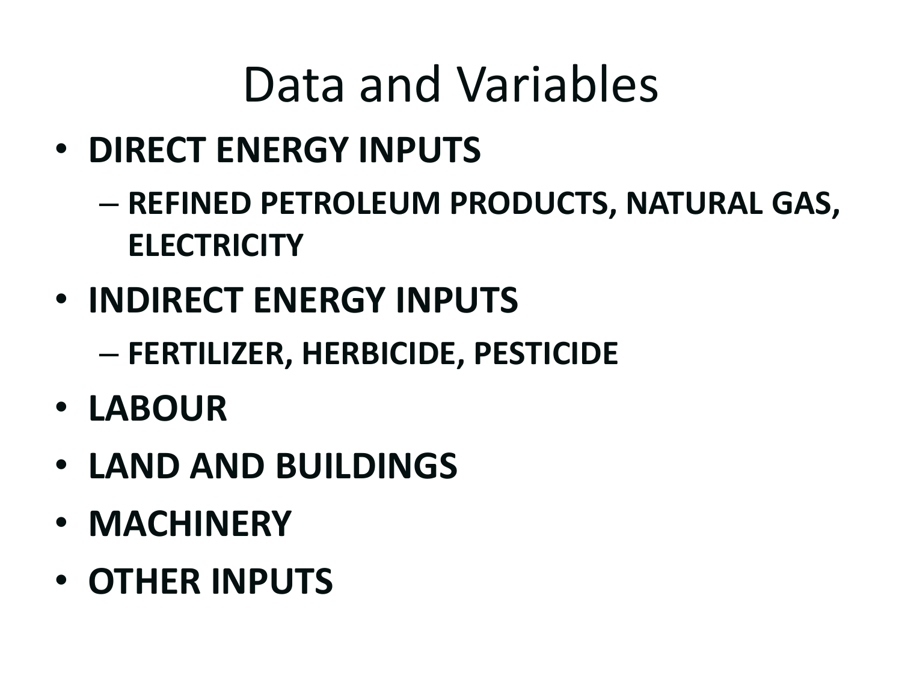# Data and Variables

- **DIRECT ENERGY INPUTS**
  - **REFINED PETROLEUM PRODUCTS, NATURAL GAS, ELECTRICITY**
- **INDIRECT ENERGY INPUTS**
  - **FERTILIZER, HERBICIDE, PESTICIDE**
- **LABOUR**
- **LAND AND BUILDINGS**
- **MACHINERY**
- **OTHER INPUTS**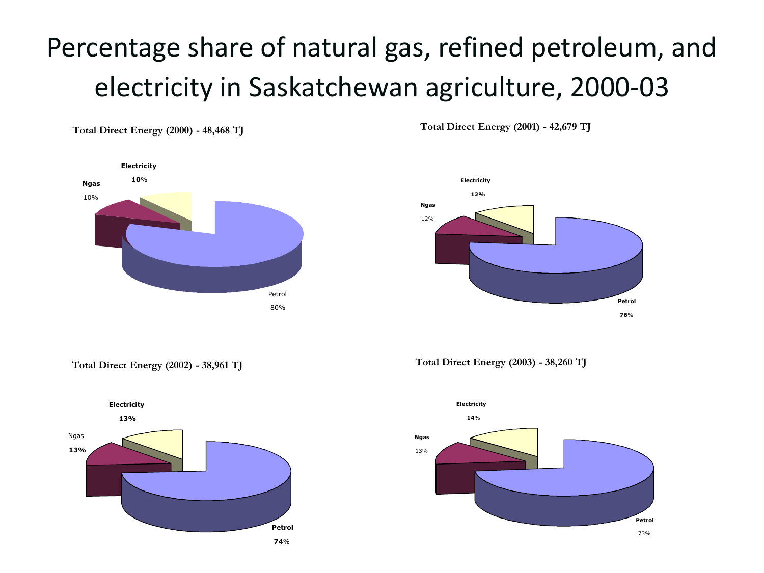# Percentage share of natural gas, refined petroleum, and electricity in Saskatchewan agriculture, 2000-03

**Total Direct Energy (2000) - 48,468 TJ**

**Electricity** **10**%

**Ngas** 10%

Petrol 80%

**Total Direct Energy (2001) - 42,679 TJ**

**Electricity** **12%**

**Ngas** 12%

**Petrol** **76**%

**Total Direct Energy (2002) - 38,961 TJ**

**Electricity** **13%**

Ngas **13%**

**Petrol** **74**%

**Total Direct Energy (2003) - 38,260 TJ**

**Electricity** **14**%

**Ngas** 13%

**Petrol** 73%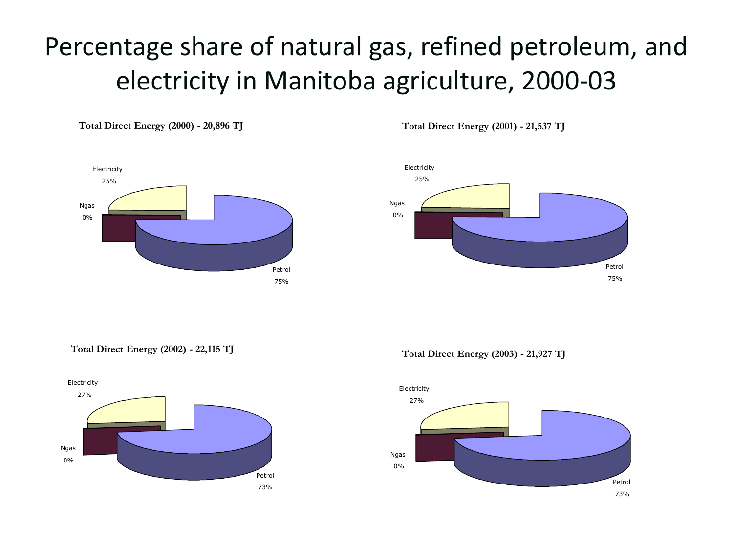# Percentage share of natural gas, refined petroleum, and electricity in Manitoba agriculture, 2000-03

**Total Direct Energy (2000) - 20,896 TJ**

Electricity 25%

Ngas 0%

Petrol 75%

**Total Direct Energy (2001) - 21,537 TJ**

Electricity 25%

Ngas 0%

Petrol 75%

**Total Direct Energy (2002) - 22,115 TJ**

Electricity 27%

Ngas 0%

Petrol 73%

**Total Direct Energy (2003) - 21,927 TJ**

Electricity 27%

Ngas 0%

Petrol 73%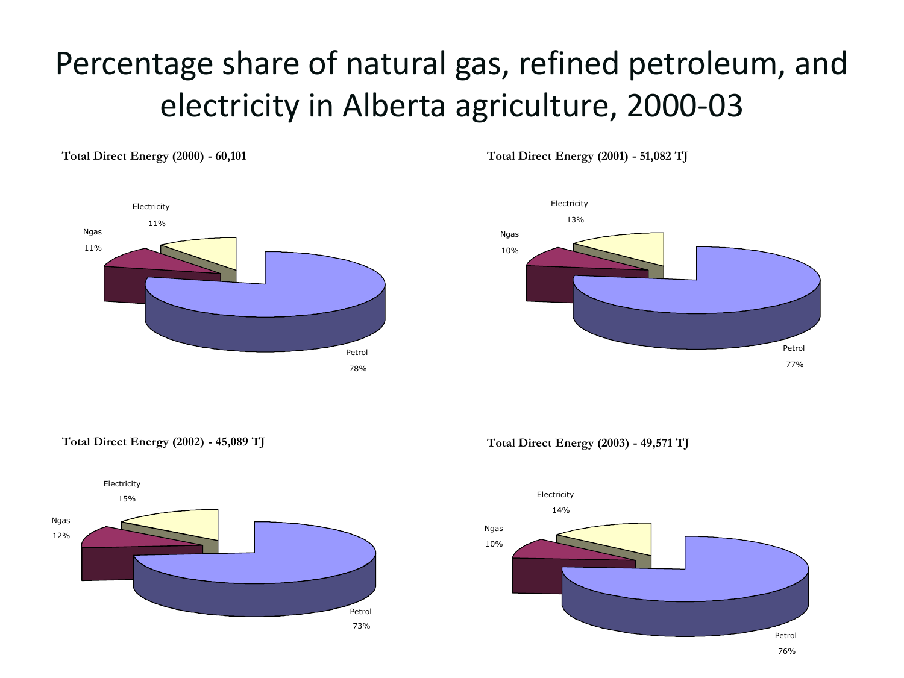# Percentage share of natural gas, refined petroleum, and electricity in Alberta agriculture, 2000-03

**Total Direct Energy (2000) - 60,101**

Electricity 11%

Ngas 11%

Petrol 78%

**Total Direct Energy (2001) - 51,082 TJ**

Electricity 13%

Ngas 10%

Petrol 77%

**Total Direct Energy (2002) - 45,089 TJ**

Electricity 15%

Ngas 12%

Petrol 73%

**Total Direct Energy (2003) - 49,571 TJ**

Electricity 14%

Ngas 10%

Petrol 76%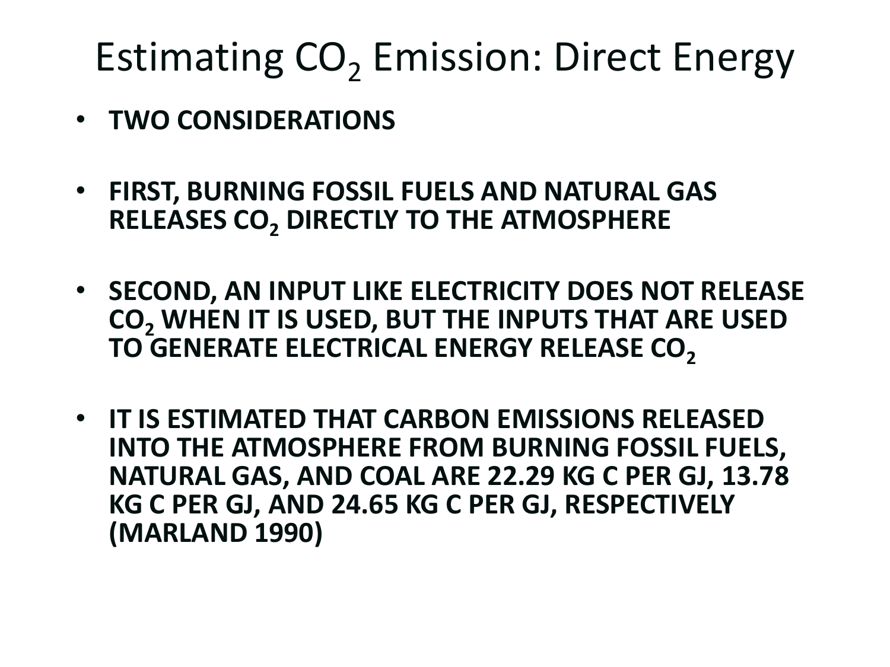# Estimating $CO_2$ Emission: Direct Energy

- **TWO CONSIDERATIONS**

- **FIRST, BURNING FOSSIL FUELS AND NATURAL GAS RELEASES $CO_2$ DIRECTLY TO THE ATMOSPHERE**

- **SECOND, AN INPUT LIKE ELECTRICITY DOES NOT RELEASE $CO_2$ WHEN IT IS USED, BUT THE INPUTS THAT ARE USED TO GENERATE ELECTRICAL ENERGY RELEASE $CO_2$**

- **IT IS ESTIMATED THAT CARBON EMISSIONS RELEASED INTO THE ATMOSPHERE FROM BURNING FOSSIL FUELS, NATURAL GAS, AND COAL ARE 22.29 KG C PER GJ, 13.78 KG C PER GJ, AND 24.65 KG C PER GJ, RESPECTIVELY (MARLAND 1990)**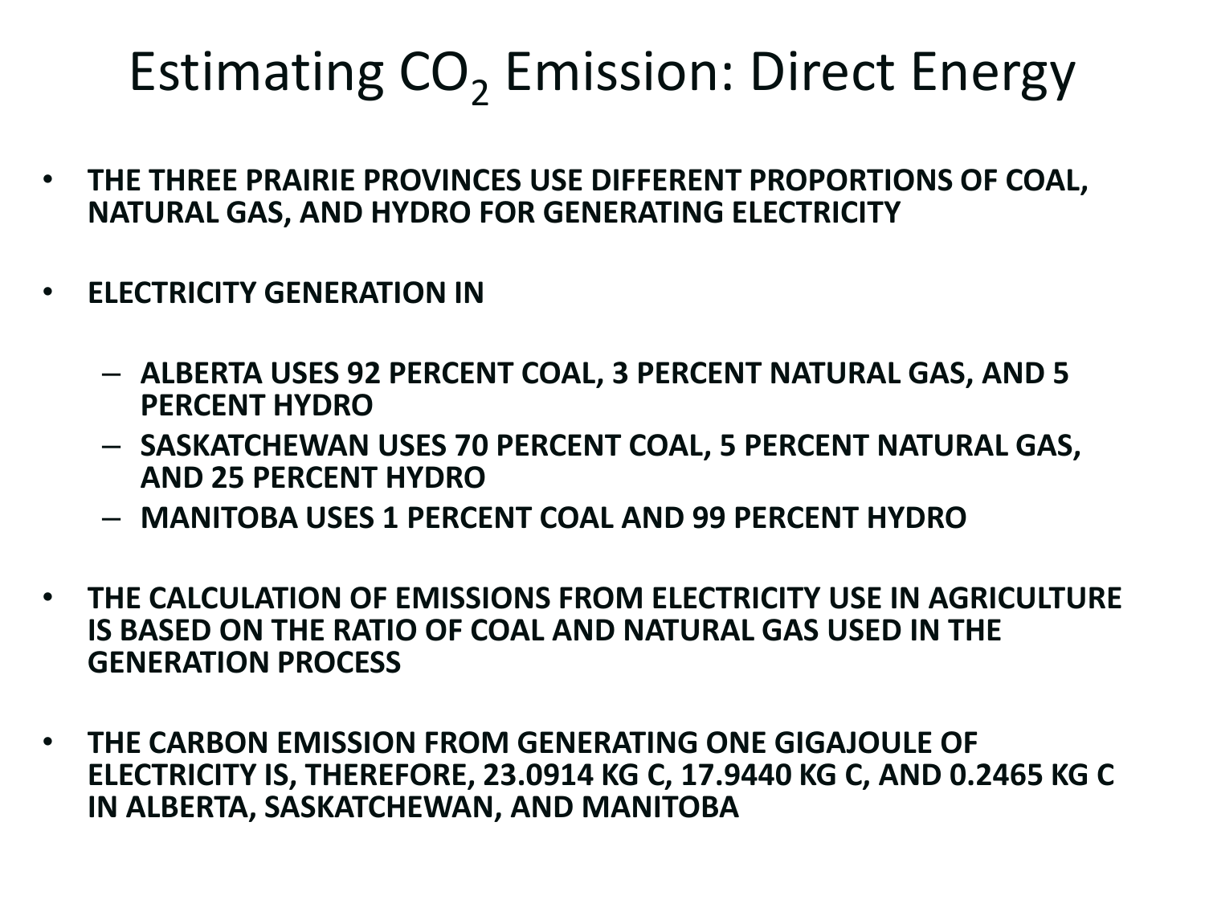# Estimating $CO_2$ Emission: Direct Energy

- **THE THREE PRAIRIE PROVINCES USE DIFFERENT PROPORTIONS OF COAL, NATURAL GAS, AND HYDRO FOR GENERATING ELECTRICITY**

- **ELECTRICITY GENERATION IN**

  - **ALBERTA USES 92 PERCENT COAL, 3 PERCENT NATURAL GAS, AND 5 PERCENT HYDRO**
  - **SASKATCHEWAN USES 70 PERCENT COAL, 5 PERCENT NATURAL GAS, AND 25 PERCENT HYDRO**
  - **MANITOBA USES 1 PERCENT COAL AND 99 PERCENT HYDRO**

- **THE CALCULATION OF EMISSIONS FROM ELECTRICITY USE IN AGRICULTURE IS BASED ON THE RATIO OF COAL AND NATURAL GAS USED IN THE GENERATION PROCESS**

- **THE CARBON EMISSION FROM GENERATING ONE GIGAJOULE OF ELECTRICITY IS, THEREFORE, 23.0914 KG C, 17.9440 KG C, AND 0.2465 KG C IN ALBERTA, SASKATCHEWAN, AND MANITOBA**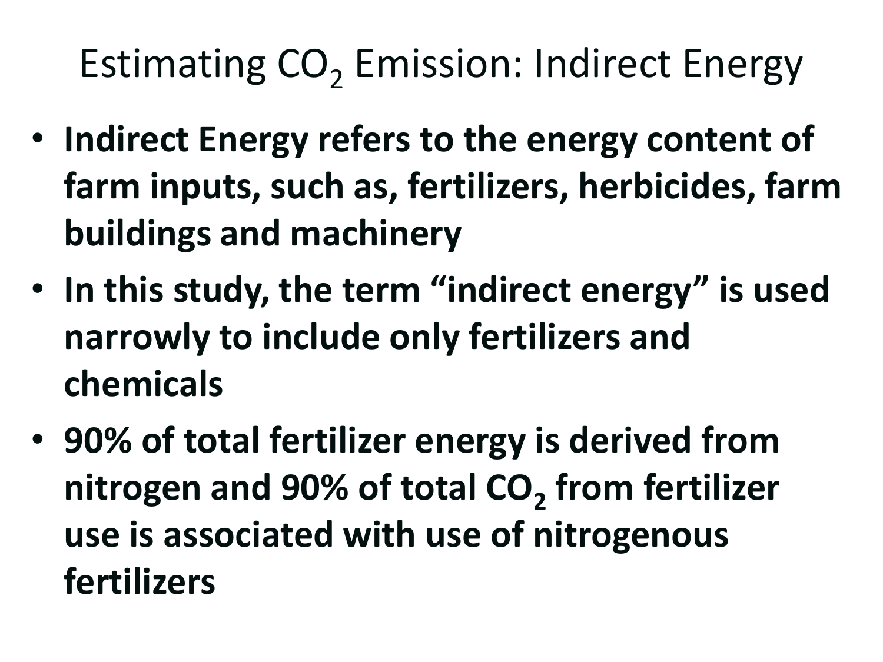# Estimating $CO_2$ Emission: Indirect Energy

- **Indirect Energy refers to the energy content of farm inputs, such as, fertilizers, herbicides, farm buildings and machinery**
- **In this study, the term "indirect energy" is used narrowly to include only fertilizers and chemicals**
- **90% of total fertilizer energy is derived from nitrogen and 90% of total $CO_2$ from fertilizer use is associated with use of nitrogenous fertilizers**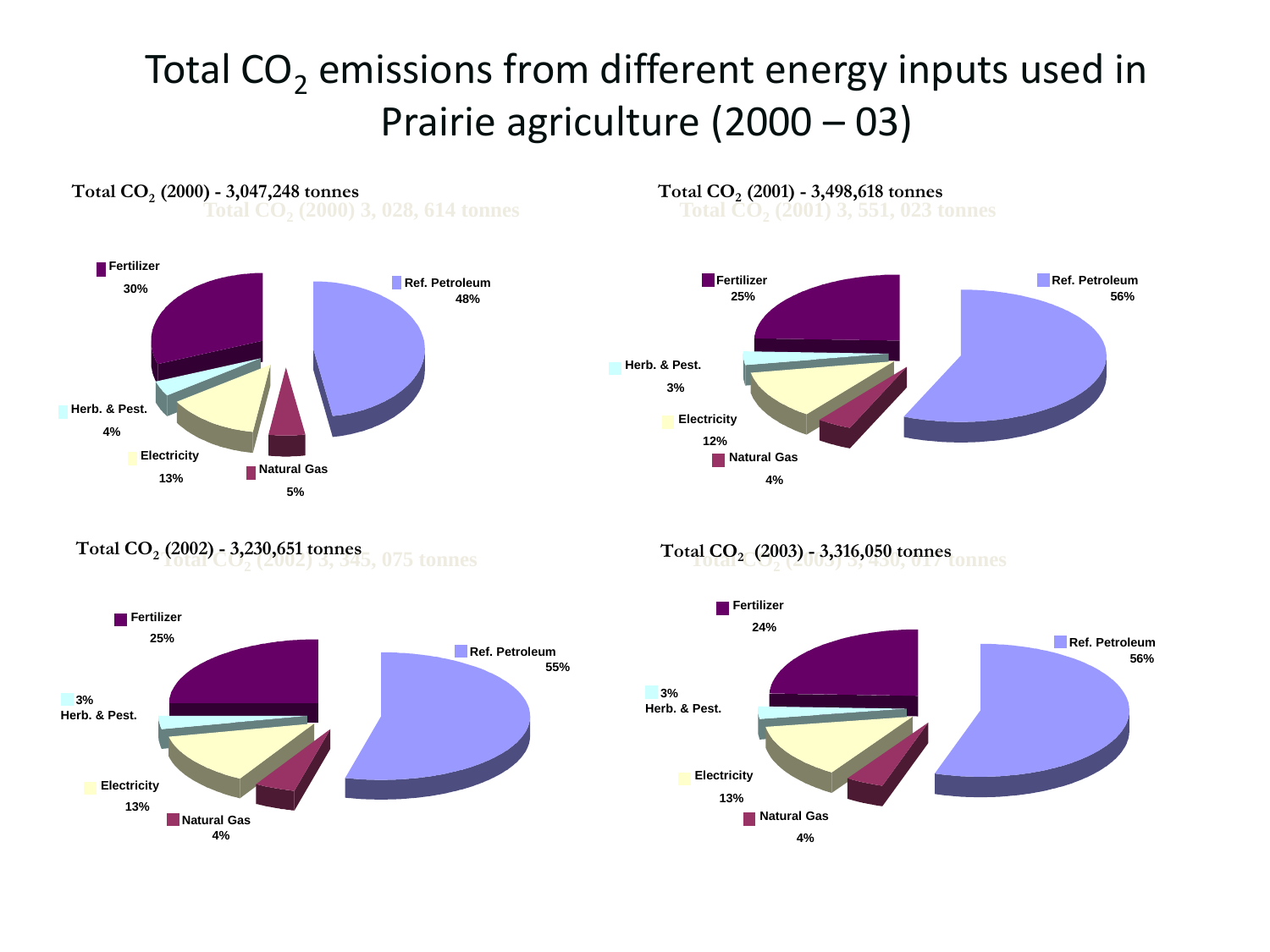# Total $CO_2$ emissions from different energy inputs used in Prairie agriculture (2000 – 03)

**Total $CO_2$ (2000) - 3,047,248 tonnes**

Total $CO_2$ (2000) 3, 028, 614 tonnes

| Energy input | Share |
|---|---|
| Fertilizer | 30% |
| Ref. Petroleum | 48% |
| Herb. & Pest. | 4% |
| Electricity | 13% |
| Natural Gas | 5% |

**Total $CO_2$ (2001) - 3,498,618 tonnes**

Total $CO_2$ (2001) 3, 551, 023 tonnes

| Energy input | Share |
|---|---|
| Fertilizer | 25% |
| Ref. Petroleum | 56% |
| Herb. & Pest. | 3% |
| Electricity | 12% |
| Natural Gas | 4% |

**Total $CO_2$ (2002) - 3,230,651 tonnes**

Total $CO_2$ (2002) 3, 345, 075 tonnes

| Energy input | Share |
|---|---|
| Fertilizer | 25% |
| Ref. Petroleum | 55% |
| Herb. & Pest. | 3% |
| Electricity | 13% |
| Natural Gas | 4% |

**Total $CO_2$ (2003) - 3,316,050 tonnes**

Total $CO_2$ (2003) 3, 430, 017 tonnes

| Energy input | Share |
|---|---|
| Fertilizer | 24% |
| Ref. Petroleum | 56% |
| Herb. & Pest. | 3% |
| Electricity | 13% |
| Natural Gas | 4% |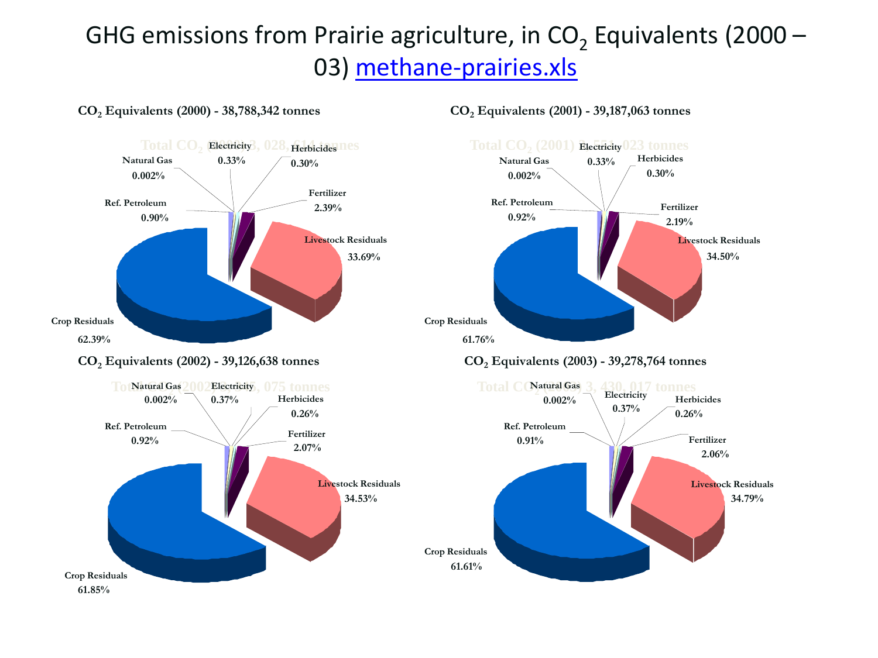# GHG emissions from Prairie agriculture, in $CO_2$ Equivalents (2000 – 03) methane-prairies.xls

**$CO_2$ Equivalents (2000) - 38,788,342 tonnes**

| Source | Share |
|---|---|
| Crop Residuals | 62.39% |
| Livestock Residuals | 33.69% |
| Fertilizer | 2.39% |
| Ref. Petroleum | 0.90% |
| Electricity | 0.33% |
| Herbicides | 0.30% |
| Natural Gas | 0.002% |

**$CO_2$ Equivalents (2001) - 39,187,063 tonnes**

| Source | Share |
|---|---|
| Crop Residuals | 61.76% |
| Livestock Residuals | 34.50% |
| Fertilizer | 2.19% |
| Ref. Petroleum | 0.92% |
| Electricity | 0.33% |
| Herbicides | 0.30% |
| Natural Gas | 0.002% |

**$CO_2$ Equivalents (2002) - 39,126,638 tonnes**

| Source | Share |
|---|---|
| Crop Residuals | 61.85% |
| Livestock Residuals | 34.53% |
| Fertilizer | 2.07% |
| Ref. Petroleum | 0.92% |
| Electricity | 0.37% |
| Herbicides | 0.26% |
| Natural Gas | 0.002% |

**$CO_2$ Equivalents (2003) - 39,278,764 tonnes**

| Source | Share |
|---|---|
| Crop Residuals | 61.61% |
| Livestock Residuals | 34.79% |
| Fertilizer | 2.06% |
| Ref. Petroleum | 0.91% |
| Electricity | 0.37% |
| Herbicides | 0.26% |
| Natural Gas | 0.002% |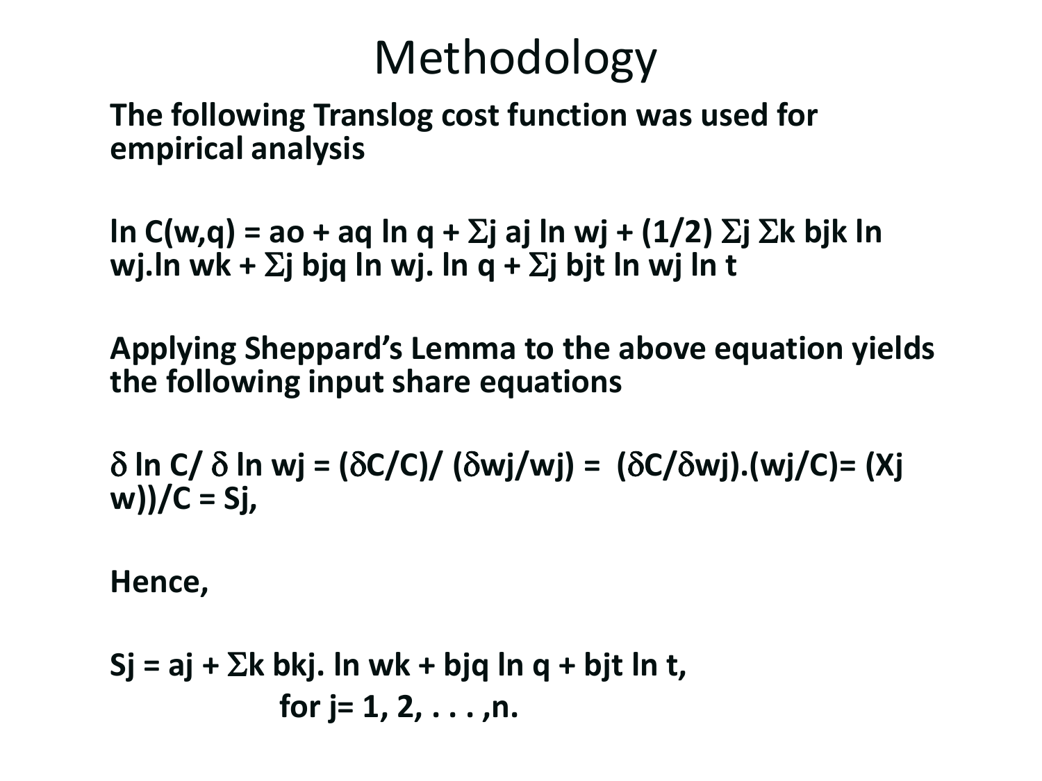# Methodology

**The following Translog cost function was used for empirical analysis**

$$\ln C(w,q) = a_o + a_q \ln q + \Sigma_j a_j \ln w_j + (1/2) \Sigma_j \Sigma_k b_{jk} \ln w_j . \ln w_k + \Sigma_j b_{jq} \ln w_j . \ln q + \Sigma_j b_{jt} \ln w_j \ln t$$

**Applying Sheppard's Lemma to the above equation yields the following input share equations**

$$\delta \ln C / \delta \ln w_j = (\delta C/C) / (\delta w_j/w_j) = (\delta C/\delta w_j).(w_j/C) = (X_j \, w))/C = S_j,$$

**Hence,**

$$S_j = a_j + \Sigma_k b_{kj} . \ln w_k + b_{jq} \ln q + b_{jt} \ln t,$$

$$\text{for } j = 1, 2, \ldots, n.$$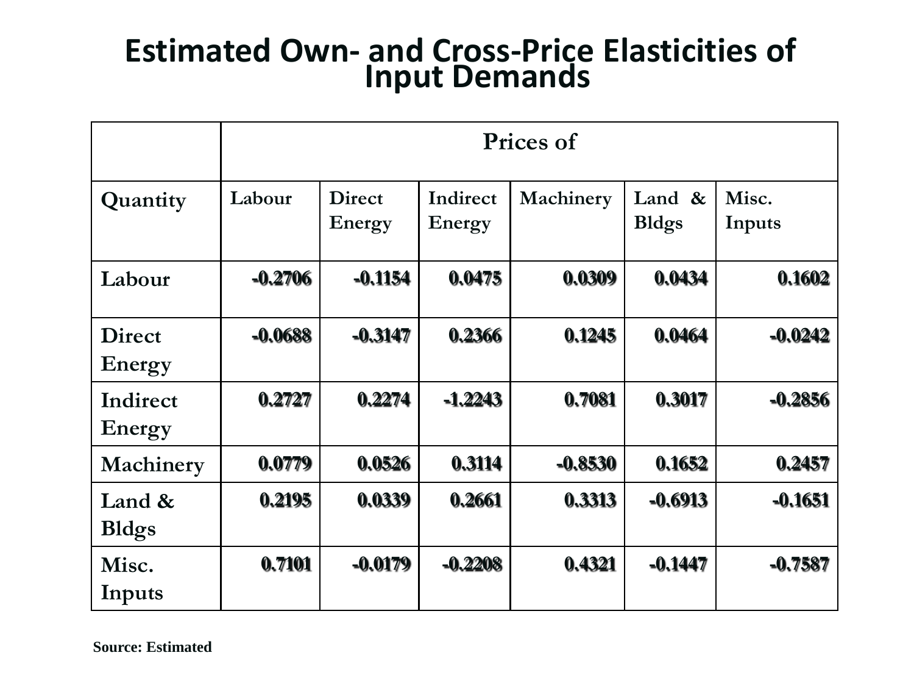# Estimated Own- and Cross-Price Elasticities of Input Demands

| | Prices of | | | | | |
|---|---|---|---|---|---|---|
| **Quantity** | Labour | Direct Energy | Indirect Energy | Machinery | Land & Bldgs | Misc. Inputs |
| **Labour** | -0.2706 | -0.1154 | 0.0475 | 0.0309 | 0.0434 | 0.1602 |
| **Direct Energy** | -0.0688 | -0.3147 | 0.2366 | 0.1245 | 0.0464 | -0.0242 |
| **Indirect Energy** | 0.2727 | 0.2274 | -1.2243 | 0.7081 | 0.3017 | -0.2856 |
| **Machinery** | 0.0779 | 0.0526 | 0.3114 | -0.8530 | 0.1652 | 0.2457 |
| **Land & Bldgs** | 0.2195 | 0.0339 | 0.2661 | 0.3313 | -0.6913 | -0.1651 |
| **Misc. Inputs** | 0.7101 | -0.0179 | -0.2208 | 0.4321 | -0.1447 | -0.7587 |

**Source: Estimated**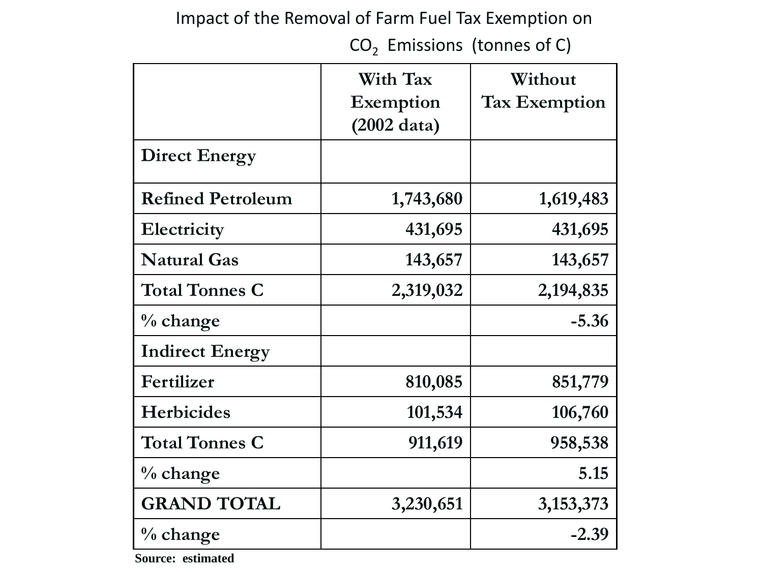## Impact of the Removal of Farm Fuel Tax Exemption on $CO_2$ Emissions (tonnes of C)

| | With Tax Exemption (2002 data) | Without Tax Exemption |
|---|---|---|
| **Direct Energy** | | |
| Refined Petroleum | 1,743,680 | 1,619,483 |
| Electricity | 431,695 | 431,695 |
| Natural Gas | 143,657 | 143,657 |
| Total Tonnes C | 2,319,032 | 2,194,835 |
| % change | | -5.36 |
| **Indirect Energy** | | |
| Fertilizer | 810,085 | 851,779 |
| Herbicides | 101,534 | 106,760 |
| Total Tonnes C | 911,619 | 958,538 |
| % change | | 5.15 |
| GRAND TOTAL | 3,230,651 | 3,153,373 |
| % change | | -2.39 |

Source: estimated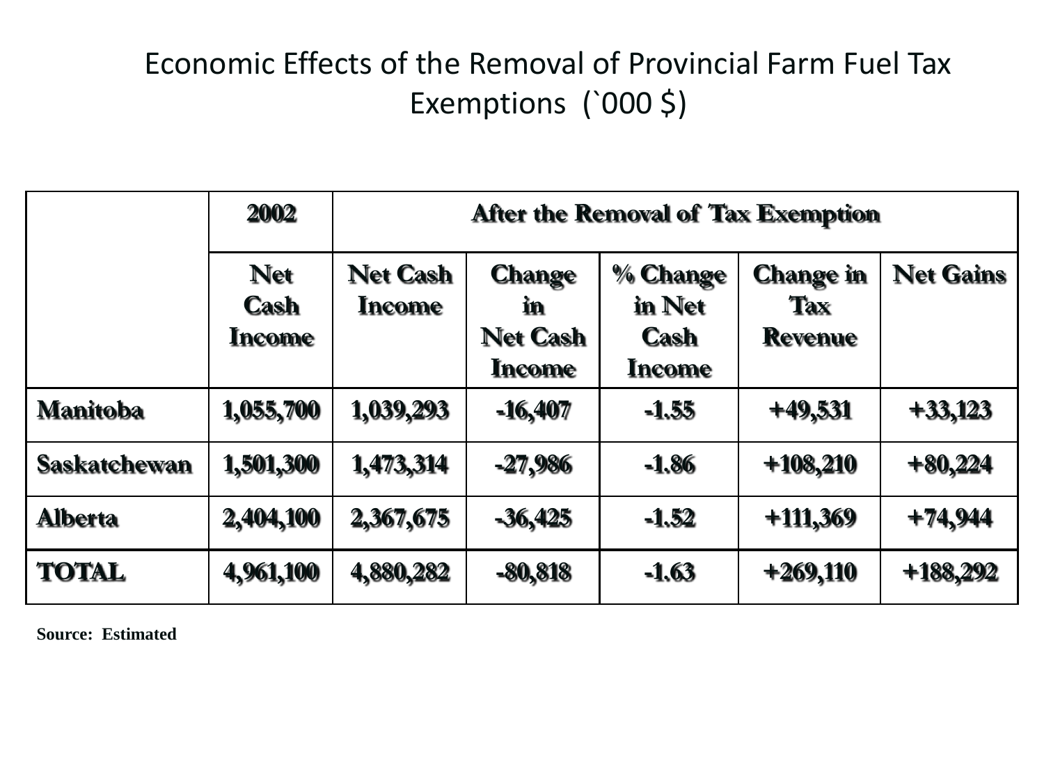# Economic Effects of the Removal of Provincial Farm Fuel Tax Exemptions (`000 $)

| | 2002 | After the Removal of Tax Exemption | | | | |
|---|---|---|---|---|---|---|
| | Net Cash Income | Net Cash Income | Change in Net Cash Income | % Change in Net Cash Income | Change in Tax Revenue | Net Gains |
| **Manitoba** | 1,055,700 | 1,039,293 | -16,407 | -1.55 | +49,531 | +33,123 |
| **Saskatchewan** | 1,501,300 | 1,473,314 | -27,986 | -1.86 | +108,210 | +80,224 |
| **Alberta** | 2,404,100 | 2,367,675 | -36,425 | -1.52 | +111,369 | +74,944 |
| **TOTAL** | 4,961,100 | 4,880,282 | -80,818 | -1.63 | +269,110 | +188,292 |

**Source: Estimated**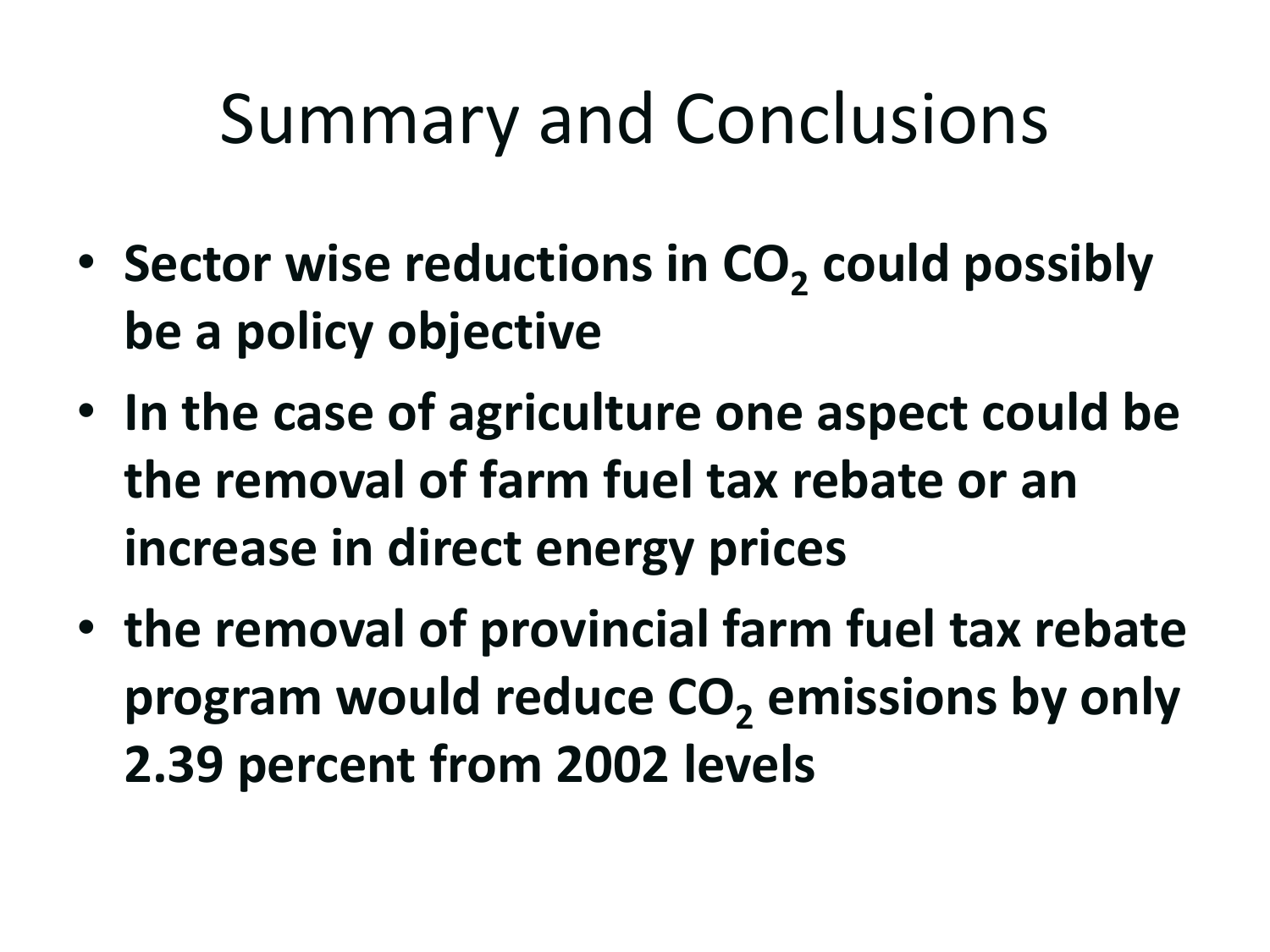# Summary and Conclusions

- **Sector wise reductions in $CO_2$ could possibly be a policy objective**
- **In the case of agriculture one aspect could be the removal of farm fuel tax rebate or an increase in direct energy prices**
- **the removal of provincial farm fuel tax rebate program would reduce $CO_2$ emissions by only 2.39 percent from 2002 levels**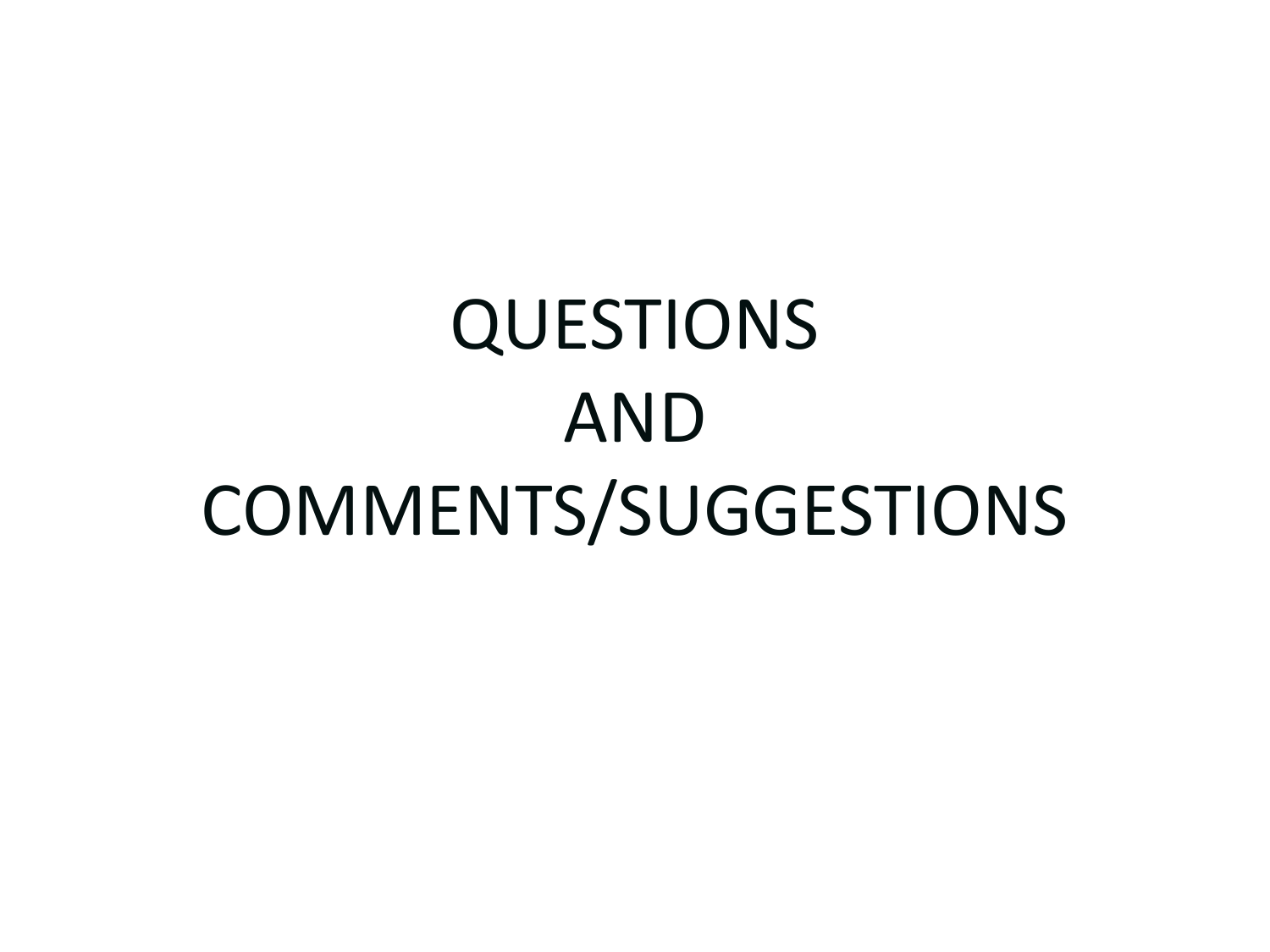# QUESTIONS AND COMMENTS/SUGGESTIONS